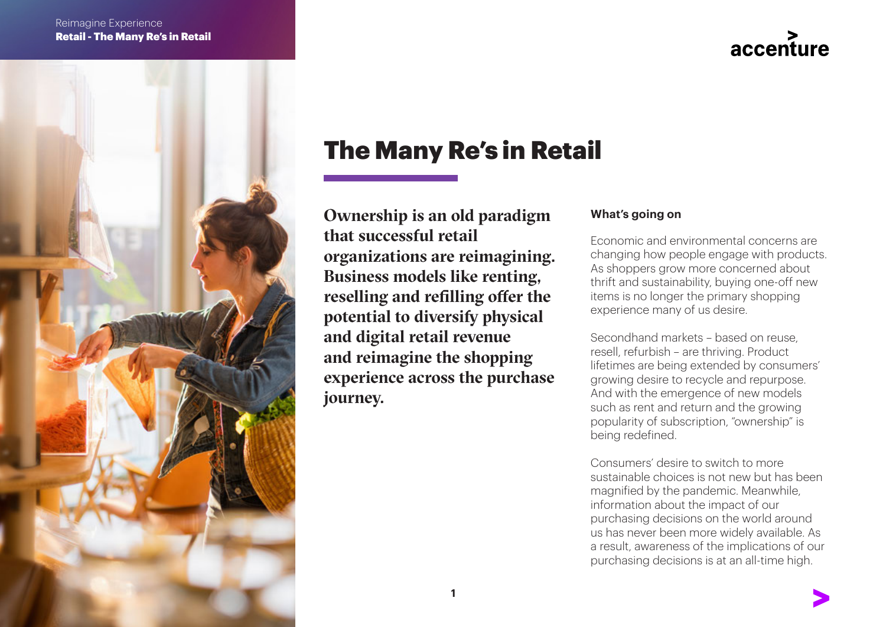# The Many Re's in Retail

**Ownership is an old paradigm that successful retail organizations are reimagining. Business models like renting, reselling and refilling offer the potential to diversify physical and digital retail revenue and reimagine the shopping experience across the purchase journey.**

### What's going on

Economic and environmental concerns are changing how people engage with products. As shoppers grow more concerned about thrift and sustainability, buying one-off new items is no longer the primary shopping experience many of us desire.

Secondhand markets – based on reuse, resell, refurbish – are thriving. Product lifetimes are being extended by consumers' growing desire to recycle and repurpose. And with the emergence of new models such as rent and return and the growing popularity of subscription, "ownership" is being redefined.

Consumers' desire to switch to more sustainable choices is not new but has been magnified by the pandemic. Meanwhile, information about the impact of our purchasing decisions on the world around us has never been more widely available. As a result, awareness of the implications of our purchasing decisions is at an all-time high.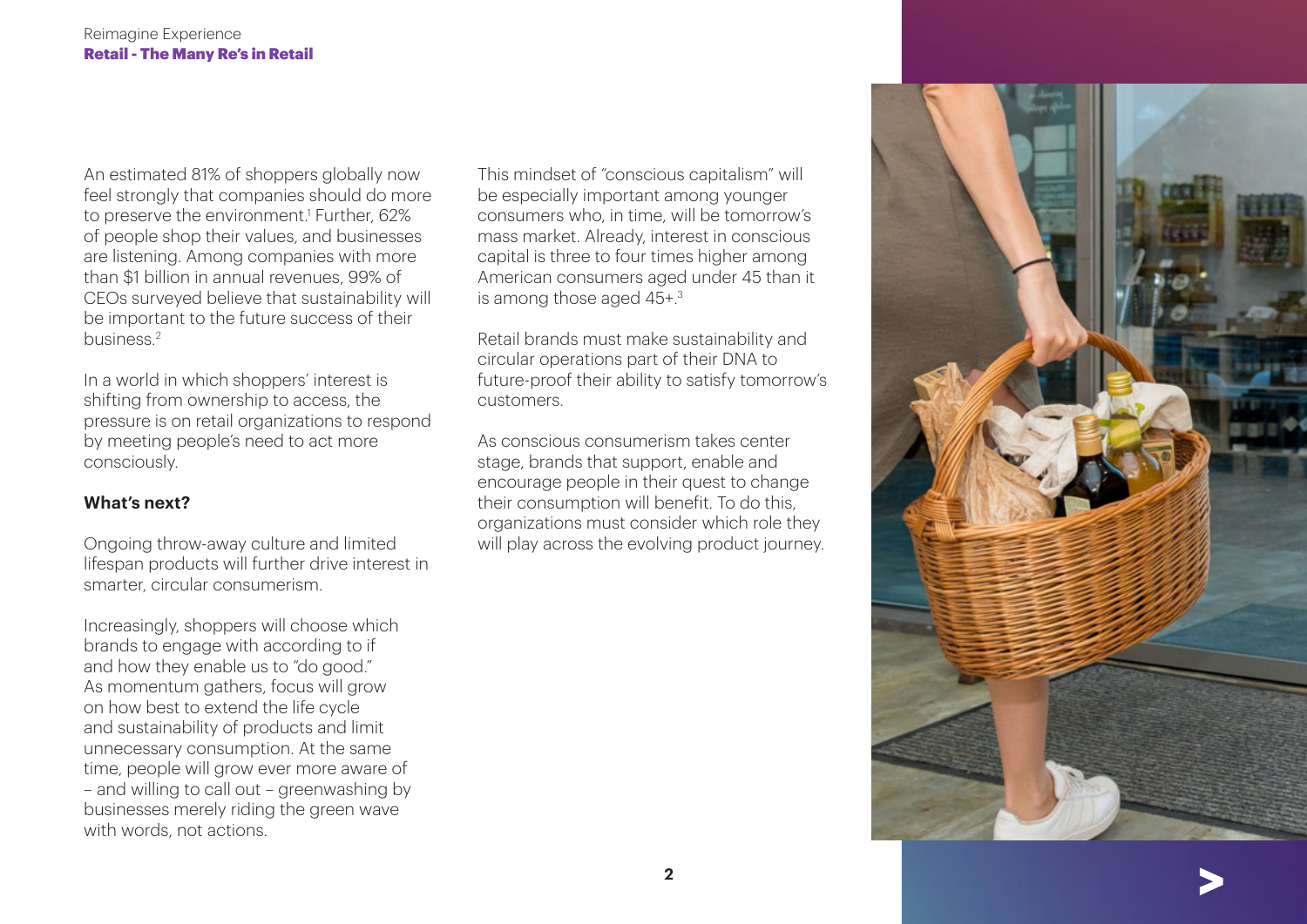An estimated 81% of shoppers globally now feel strongly that companies should do more to preserve the environment.[1] Further, 62% of people shop their values, and businesses are listening. Among companies with more than $1 billion in annual revenues, 99% of CEOs surveyed believe that sustainability will be important to the future success of their business.[2]

In a world in which shoppers' interest is shifting from ownership to access, the pressure is on retail organizations to respond by meeting people's need to act more consciously.

**What's next?**

Ongoing throw-away culture and limited lifespan products will further drive interest in smarter, circular consumerism.

Increasingly, shoppers will choose which brands to engage with according to if and how they enable us to "do good." As momentum gathers, focus will grow on how best to extend the life cycle and sustainability of products and limit unnecessary consumption. At the same time, people will grow ever more aware of – and willing to call out – greenwashing by businesses merely riding the green wave with words, not actions.

This mindset of "conscious capitalism" will be especially important among younger consumers who, in time, will be tomorrow's mass market. Already, interest in conscious capital is three to four times higher among American consumers aged under 45 than it is among those aged 45+.[3]

Retail brands must make sustainability and circular operations part of their DNA to future-proof their ability to satisfy tomorrow's customers.

As conscious consumerism takes center stage, brands that support, enable and encourage people in their quest to change their consumption will benefit. To do this, organizations must consider which role they will play across the evolving product journey.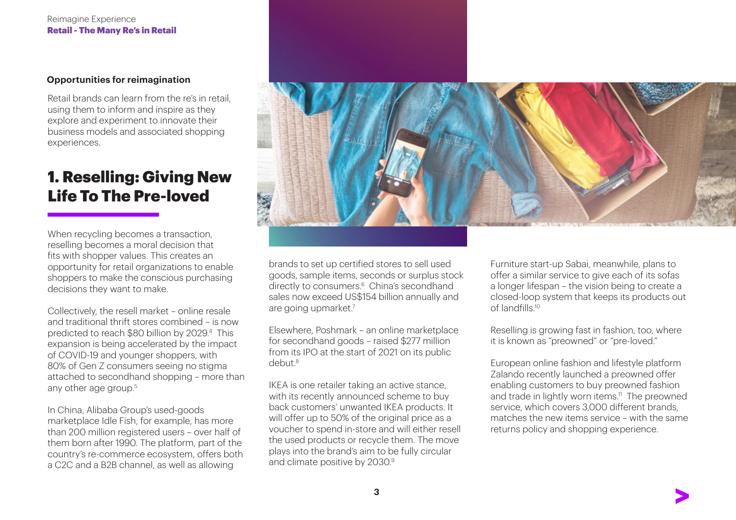### Opportunities for reimagination

Retail brands can learn from the re's in retail, using them to inform and inspire as they explore and experiment to innovate their business models and associated shopping experiences.

## 1. Reselling: Giving New Life To The Pre-loved

When recycling becomes a transaction, reselling becomes a moral decision that fits with shopper values. This creates an opportunity for retail organizations to enable shoppers to make the conscious purchasing decisions they want to make.

Collectively, the resell market – online resale and traditional thrift stores combined – is now predicted to reach $80 billion by 2029.[4] This expansion is being accelerated by the impact of COVID-19 and younger shoppers, with 80% of Gen Z consumers seeing no stigma attached to secondhand shopping – more than any other age group.[5]

In China, Alibaba Group's used-goods marketplace Idle Fish, for example, has more than 200 million registered users – over half of them born after 1990. The platform, part of the country's re-commerce ecosystem, offers both a C2C and a B2B channel, as well as allowing brands to set up certified stores to sell used goods, sample items, seconds or surplus stock directly to consumers.[6] China's secondhand sales now exceed US$154 billion annually and are going upmarket.[7]

Elsewhere, Poshmark – an online marketplace for secondhand goods – raised $277 million from its IPO at the start of 2021 on its public debut.[8]

IKEA is one retailer taking an active stance, with its recently announced scheme to buy back customers' unwanted IKEA products. It will offer up to 50% of the original price as a voucher to spend in-store and will either resell the used products or recycle them. The move plays into the brand's aim to be fully circular and climate positive by 2030.[9]

Furniture start-up Sabai, meanwhile, plans to offer a similar service to give each of its sofas a longer lifespan – the vision being to create a closed-loop system that keeps its products out of landfills.[10]

Reselling is growing fast in fashion, too, where it is known as "preowned" or "pre-loved."

European online fashion and lifestyle platform Zalando recently launched a preowned offer enabling customers to buy preowned fashion and trade in lightly worn items.[11] The preowned service, which covers 3,000 different brands, matches the new items service – with the same returns policy and shopping experience.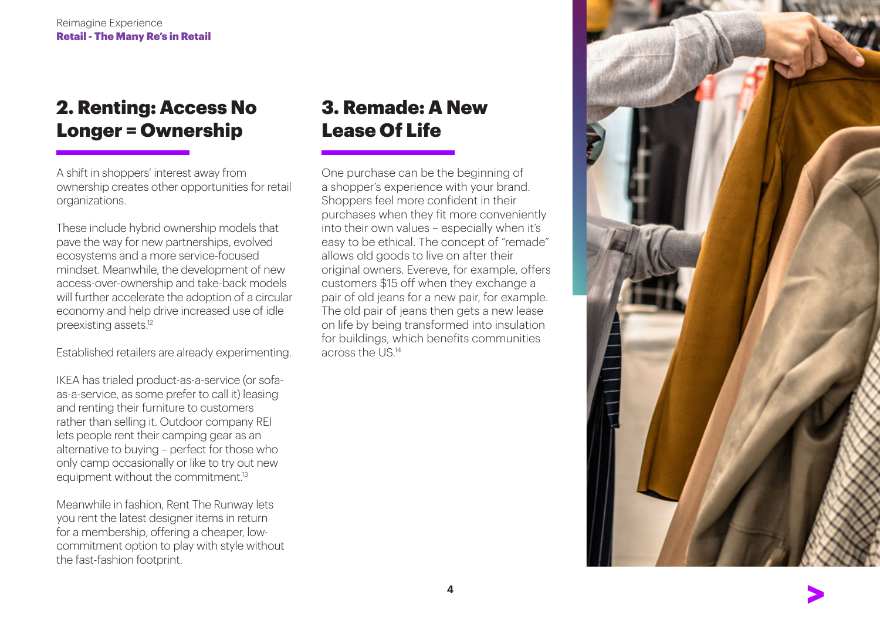## 2. Renting: Access No Longer = Ownership

A shift in shoppers' interest away from ownership creates other opportunities for retail organizations.

These include hybrid ownership models that pave the way for new partnerships, evolved ecosystems and a more service-focused mindset. Meanwhile, the development of new access-over-ownership and take-back models will further accelerate the adoption of a circular economy and help drive increased use of idle preexisting assets.[12]

Established retailers are already experimenting.

IKEA has trialed product-as-a-service (or sofa-as-a-service, as some prefer to call it) leasing and renting their furniture to customers rather than selling it. Outdoor company REI lets people rent their camping gear as an alternative to buying – perfect for those who only camp occasionally or like to try out new equipment without the commitment.[13]

Meanwhile in fashion, Rent The Runway lets you rent the latest designer items in return for a membership, offering a cheaper, low-commitment option to play with style without the fast-fashion footprint.

## 3. Remade: A New Lease Of Life

One purchase can be the beginning of a shopper's experience with your brand. Shoppers feel more confident in their purchases when they fit more conveniently into their own values – especially when it's easy to be ethical. The concept of "remade" allows old goods to live on after their original owners. Evereve, for example, offers customers $15 off when they exchange a pair of old jeans for a new pair, for example. The old pair of jeans then gets a new lease on life by being transformed into insulation for buildings, which benefits communities across the US.[14]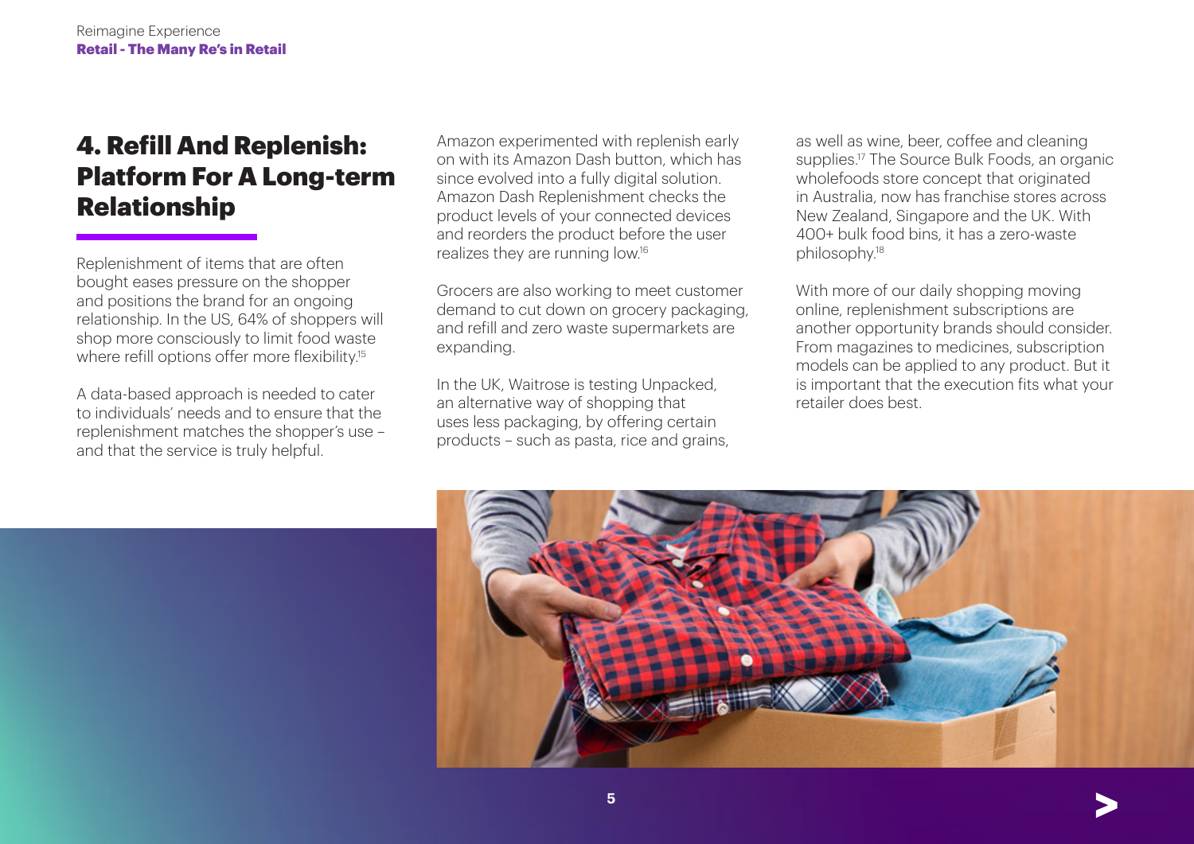## 4. Refill And Replenish: Platform For A Long-term Relationship

Replenishment of items that are often bought eases pressure on the shopper and positions the brand for an ongoing relationship. In the US, 64% of shoppers will shop more consciously to limit food waste where refill options offer more flexibility.[15]

A data-based approach is needed to cater to individuals' needs and to ensure that the replenishment matches the shopper's use – and that the service is truly helpful.

Amazon experimented with replenish early on with its Amazon Dash button, which has since evolved into a fully digital solution. Amazon Dash Replenishment checks the product levels of your connected devices and reorders the product before the user realizes they are running low.[16]

Grocers are also working to meet customer demand to cut down on grocery packaging, and refill and zero waste supermarkets are expanding.

In the UK, Waitrose is testing Unpacked, an alternative way of shopping that uses less packaging, by offering certain products – such as pasta, rice and grains, as well as wine, beer, coffee and cleaning supplies.[17] The Source Bulk Foods, an organic wholefoods store concept that originated in Australia, now has franchise stores across New Zealand, Singapore and the UK. With 400+ bulk food bins, it has a zero-waste philosophy.[18]

With more of our daily shopping moving online, replenishment subscriptions are another opportunity brands should consider. From magazines to medicines, subscription models can be applied to any product. But it is important that the execution fits what your retailer does best.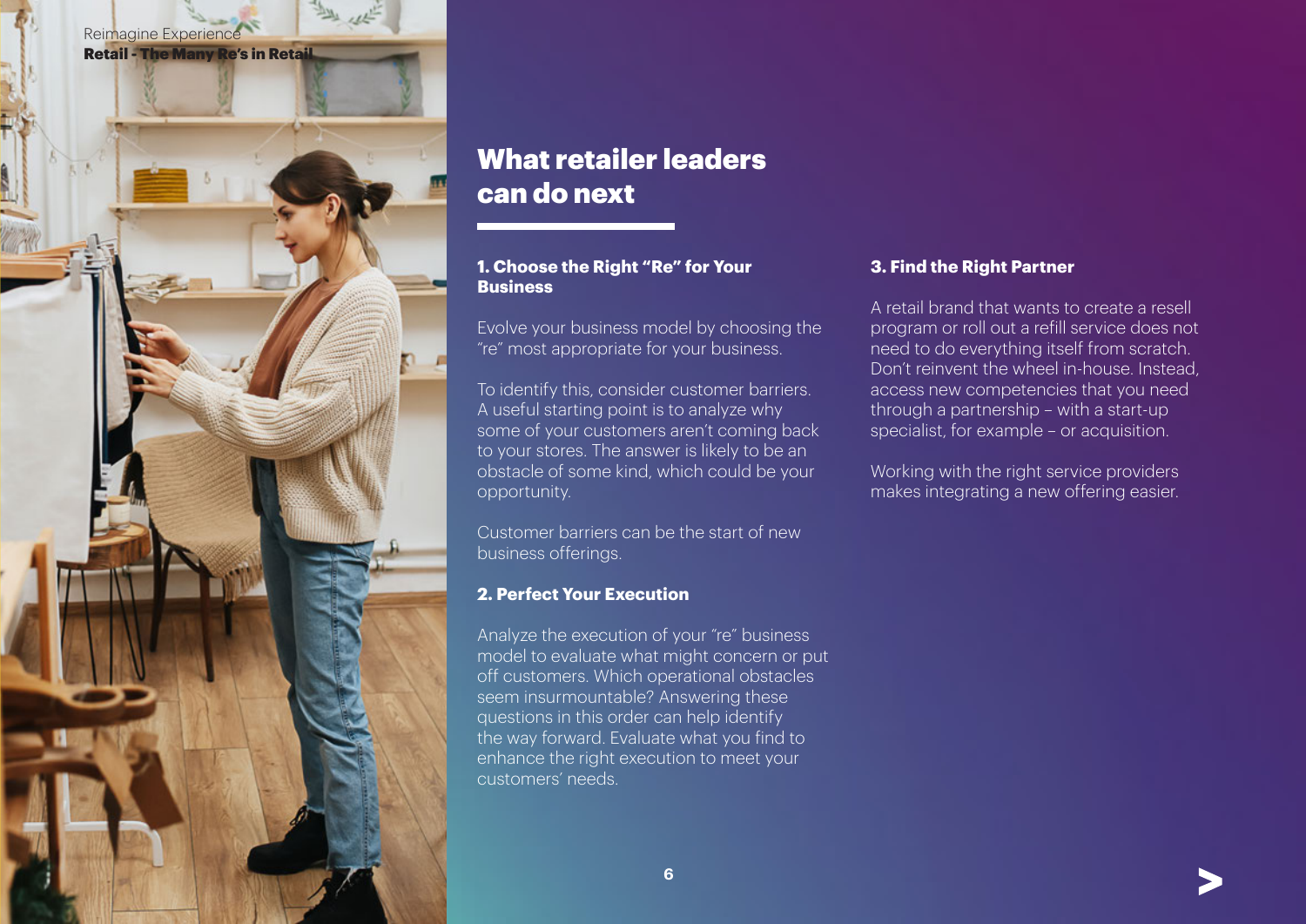# What retailer leaders can do next

## 1. Choose the Right "Re" for Your Business

Evolve your business model by choosing the "re" most appropriate for your business.

To identify this, consider customer barriers. A useful starting point is to analyze why some of your customers aren't coming back to your stores. The answer is likely to be an obstacle of some kind, which could be your opportunity.

Customer barriers can be the start of new business offerings.

## 2. Perfect Your Execution

Analyze the execution of your "re" business model to evaluate what might concern or put off customers. Which operational obstacles seem insurmountable? Answering these questions in this order can help identify the way forward. Evaluate what you find to enhance the right execution to meet your customers' needs.

## 3. Find the Right Partner

A retail brand that wants to create a resell program or roll out a refill service does not need to do everything itself from scratch. Don't reinvent the wheel in-house. Instead, access new competencies that you need through a partnership – with a start-up specialist, for example – or acquisition.

Working with the right service providers makes integrating a new offering easier.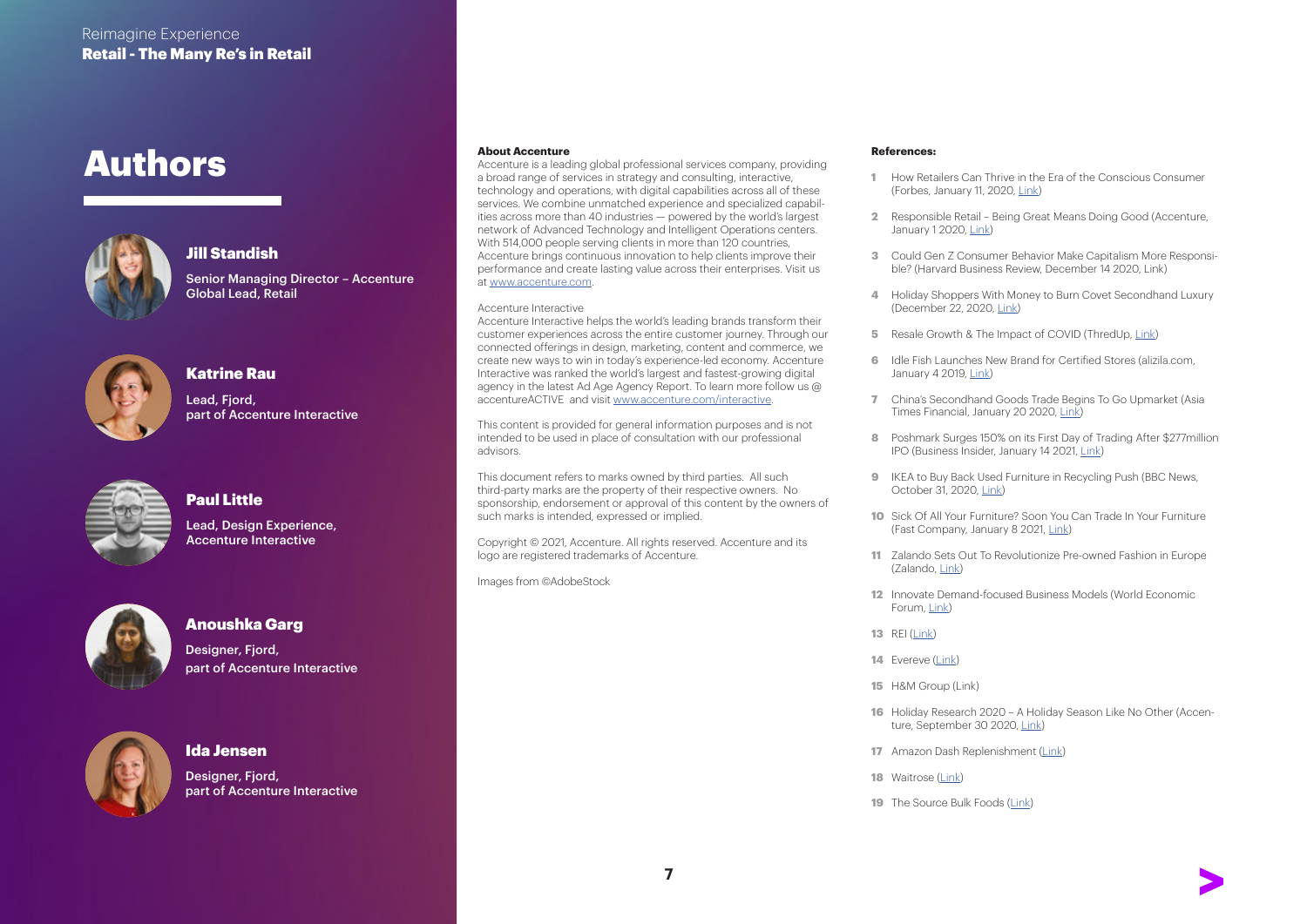# Authors

**Jill Standish**
Senior Managing Director – Accenture Global Lead, Retail

**Katrine Rau**
Lead, Fjord, part of Accenture Interactive

**Paul Little**
Lead, Design Experience, Accenture Interactive

**Anoushka Garg**
Designer, Fjord, part of Accenture Interactive

**Ida Jensen**
Designer, Fjord, part of Accenture Interactive

**About Accenture**
Accenture is a leading global professional services company, providing a broad range of services in strategy and consulting, interactive, technology and operations, with digital capabilities across all of these services. We combine unmatched experience and specialized capabilities across more than 40 industries — powered by the world's largest network of Advanced Technology and Intelligent Operations centers. With 514,000 people serving clients in more than 120 countries, Accenture brings continuous innovation to help clients improve their performance and create lasting value across their enterprises. Visit us at www.accenture.com.

Accenture Interactive
Accenture Interactive helps the world's leading brands transform their customer experiences across the entire customer journey. Through our connected offerings in design, marketing, content and commerce, we create new ways to win in today's experience-led economy. Accenture Interactive was ranked the world's largest and fastest-growing digital agency in the latest Ad Age Agency Report. To learn more follow us @ accentureACTIVE and visit www.accenture.com/interactive.

This content is provided for general information purposes and is not intended to be used in place of consultation with our professional advisors.

This document refers to marks owned by third parties. All such third-party marks are the property of their respective owners. No sponsorship, endorsement or approval of this content by the owners of such marks is intended, expressed or implied.

Copyright © 2021, Accenture. All rights reserved. Accenture and its logo are registered trademarks of Accenture.

Images from ©AdobeStock

**References:**

1. How Retailers Can Thrive in the Era of the Conscious Consumer (Forbes, January 11, 2020, Link)
2. Responsible Retail – Being Great Means Doing Good (Accenture, January 1 2020, Link)
3. Could Gen Z Consumer Behavior Make Capitalism More Responsible? (Harvard Business Review, December 14 2020, Link)
4. Holiday Shoppers With Money to Burn Covet Secondhand Luxury (December 22, 2020, Link)
5. Resale Growth & The Impact of COVID (ThredUp, Link)
6. Idle Fish Launches New Brand for Certified Stores (alizila.com, January 4 2019, Link)
7. China's Secondhand Goods Trade Begins To Go Upmarket (Asia Times Financial, January 20 2020, Link)
8. Poshmark Surges 150% on its First Day of Trading After $277million IPO (Business Insider, January 14 2021, Link)
9. IKEA to Buy Back Used Furniture in Recycling Push (BBC News, October 31, 2020, Link)
10. Sick Of All Your Furniture? Soon You Can Trade In Your Furniture (Fast Company, January 8 2021, Link)
11. Zalando Sets Out To Revolutionize Pre-owned Fashion in Europe (Zalando, Link)
12. Innovate Demand-focused Business Models (World Economic Forum, Link)
13. REI (Link)
14. Evereve (Link)
15. H&M Group (Link)
16. Holiday Research 2020 – A Holiday Season Like No Other (Accenture, September 30 2020, Link)
17. Amazon Dash Replenishment (Link)
18. Waitrose (Link)
19. The Source Bulk Foods (Link)